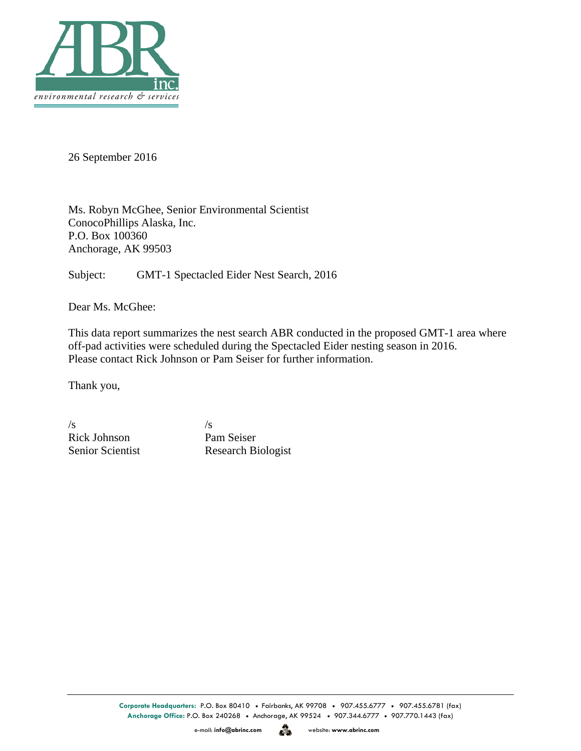ABR inc.

*environmental research & services*

26 September 2016

Ms. Robyn McGhee, Senior Environmental Scientist
ConocoPhillips Alaska, Inc.
P.O. Box 100360
Anchorage, AK 99503

Subject: GMT-1 Spectacled Eider Nest Search, 2016

Dear Ms. McGhee:

This data report summarizes the nest search ABR conducted in the proposed GMT-1 area where off-pad activities were scheduled during the Spectacled Eider nesting season in 2016. Please contact Rick Johnson or Pam Seiser for further information.

Thank you,

| /s | /s |
|---|---|
| Rick Johnson | Pam Seiser |
| Senior Scientist | Research Biologist |

**Corporate Headquarters:** P.O. Box 80410 • Fairbanks, AK 99708 • 907.455.6777 • 907.455.6781 (fax)
**Anchorage Office:** P.O. Box 240268 • Anchorage, AK 99524 • 907.344.6777 • 907.770.1443 (fax)
e-mail: **info@abrinc.com** website: **www.abrinc.com**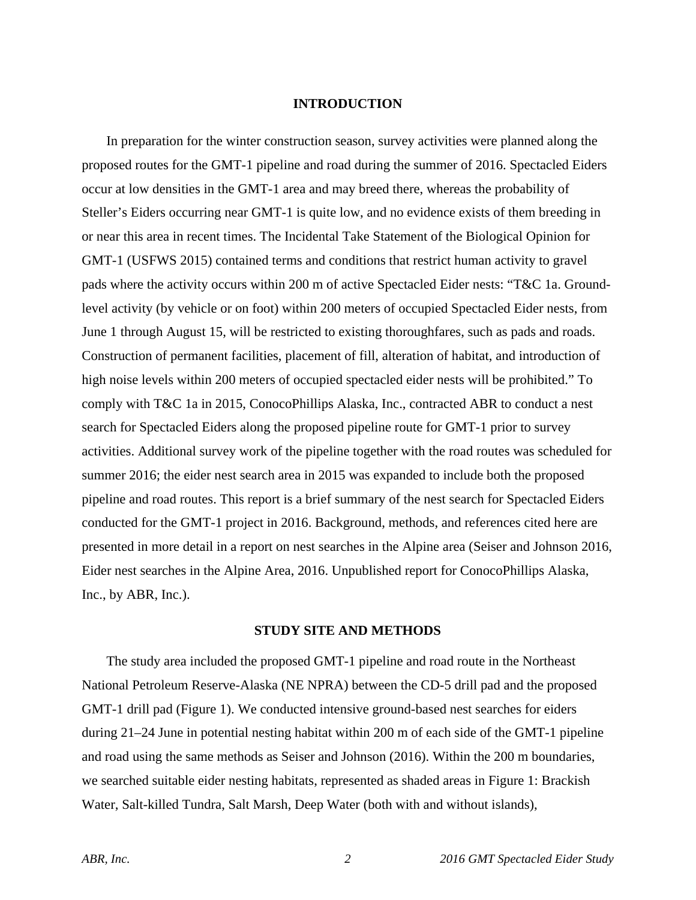## INTRODUCTION

In preparation for the winter construction season, survey activities were planned along the proposed routes for the GMT-1 pipeline and road during the summer of 2016. Spectacled Eiders occur at low densities in the GMT-1 area and may breed there, whereas the probability of Steller's Eiders occurring near GMT-1 is quite low, and no evidence exists of them breeding in or near this area in recent times. The Incidental Take Statement of the Biological Opinion for GMT-1 (USFWS 2015) contained terms and conditions that restrict human activity to gravel pads where the activity occurs within 200 m of active Spectacled Eider nests: "T&C 1a. Ground-level activity (by vehicle or on foot) within 200 meters of occupied Spectacled Eider nests, from June 1 through August 15, will be restricted to existing thoroughfares, such as pads and roads. Construction of permanent facilities, placement of fill, alteration of habitat, and introduction of high noise levels within 200 meters of occupied spectacled eider nests will be prohibited." To comply with T&C 1a in 2015, ConocoPhillips Alaska, Inc., contracted ABR to conduct a nest search for Spectacled Eiders along the proposed pipeline route for GMT-1 prior to survey activities. Additional survey work of the pipeline together with the road routes was scheduled for summer 2016; the eider nest search area in 2015 was expanded to include both the proposed pipeline and road routes. This report is a brief summary of the nest search for Spectacled Eiders conducted for the GMT-1 project in 2016. Background, methods, and references cited here are presented in more detail in a report on nest searches in the Alpine area (Seiser and Johnson 2016, Eider nest searches in the Alpine Area, 2016. Unpublished report for ConocoPhillips Alaska, Inc., by ABR, Inc.).

## STUDY SITE AND METHODS

The study area included the proposed GMT-1 pipeline and road route in the Northeast National Petroleum Reserve-Alaska (NE NPRA) between the CD-5 drill pad and the proposed GMT-1 drill pad (Figure 1). We conducted intensive ground-based nest searches for eiders during 21–24 June in potential nesting habitat within 200 m of each side of the GMT-1 pipeline and road using the same methods as Seiser and Johnson (2016). Within the 200 m boundaries, we searched suitable eider nesting habitats, represented as shaded areas in Figure 1: Brackish Water, Salt-killed Tundra, Salt Marsh, Deep Water (both with and without islands),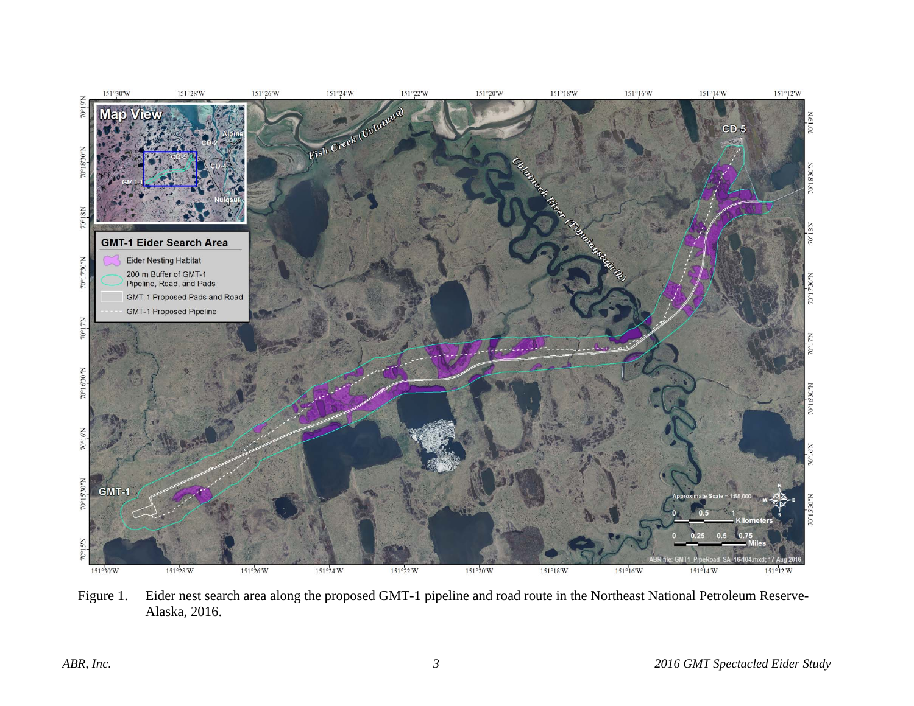Figure 1. Eider nest search area along the proposed GMT-1 pipeline and road route in the Northeast National Petroleum Reserve-Alaska, 2016.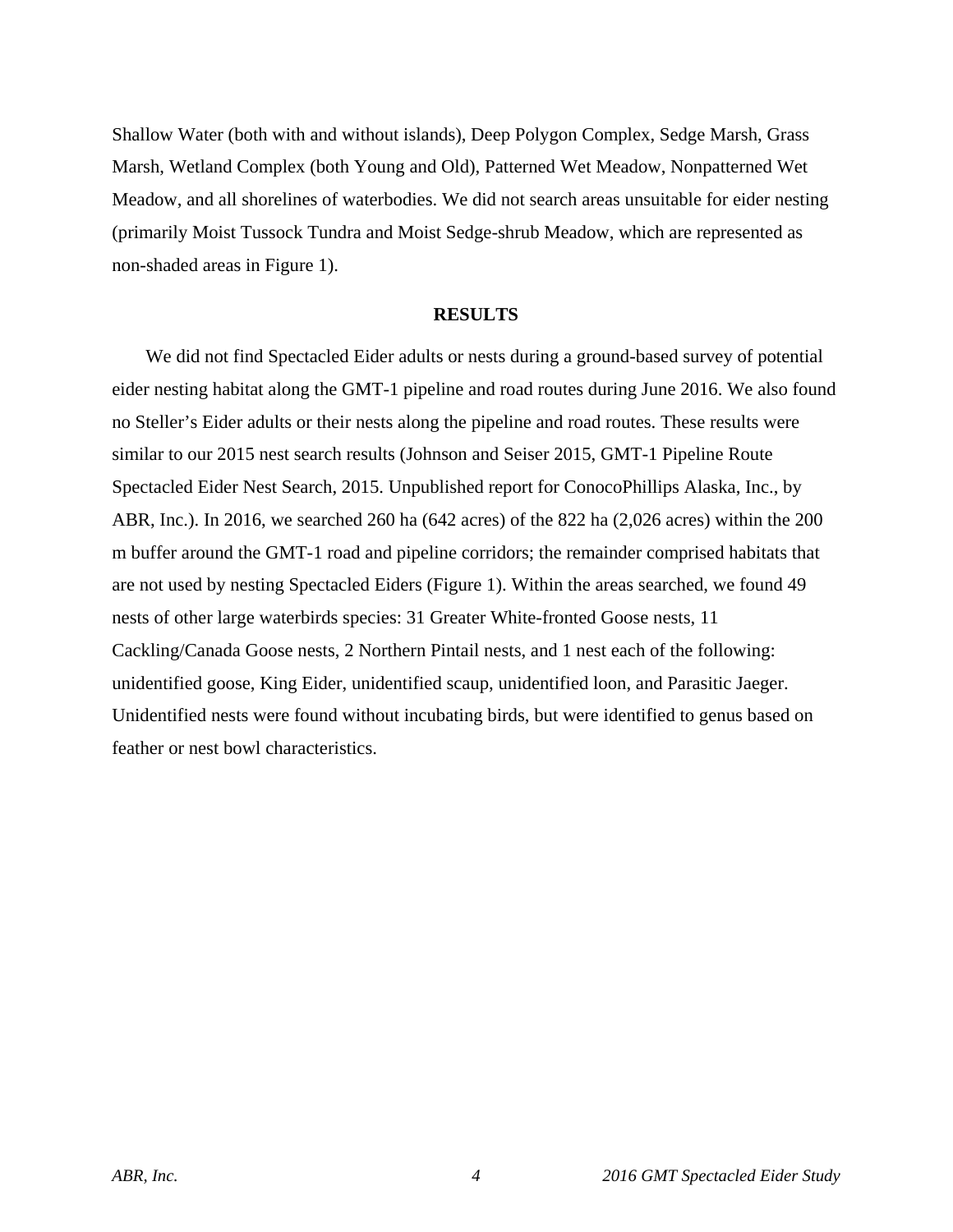Shallow Water (both with and without islands), Deep Polygon Complex, Sedge Marsh, Grass Marsh, Wetland Complex (both Young and Old), Patterned Wet Meadow, Nonpatterned Wet Meadow, and all shorelines of waterbodies. We did not search areas unsuitable for eider nesting (primarily Moist Tussock Tundra and Moist Sedge-shrub Meadow, which are represented as non-shaded areas in Figure 1).

## RESULTS

We did not find Spectacled Eider adults or nests during a ground-based survey of potential eider nesting habitat along the GMT-1 pipeline and road routes during June 2016. We also found no Steller's Eider adults or their nests along the pipeline and road routes. These results were similar to our 2015 nest search results (Johnson and Seiser 2015, GMT-1 Pipeline Route Spectacled Eider Nest Search, 2015. Unpublished report for ConocoPhillips Alaska, Inc., by ABR, Inc.). In 2016, we searched 260 ha (642 acres) of the 822 ha (2,026 acres) within the 200 m buffer around the GMT-1 road and pipeline corridors; the remainder comprised habitats that are not used by nesting Spectacled Eiders (Figure 1). Within the areas searched, we found 49 nests of other large waterbirds species: 31 Greater White-fronted Goose nests, 11 Cackling/Canada Goose nests, 2 Northern Pintail nests, and 1 nest each of the following: unidentified goose, King Eider, unidentified scaup, unidentified loon, and Parasitic Jaeger. Unidentified nests were found without incubating birds, but were identified to genus based on feather or nest bowl characteristics.